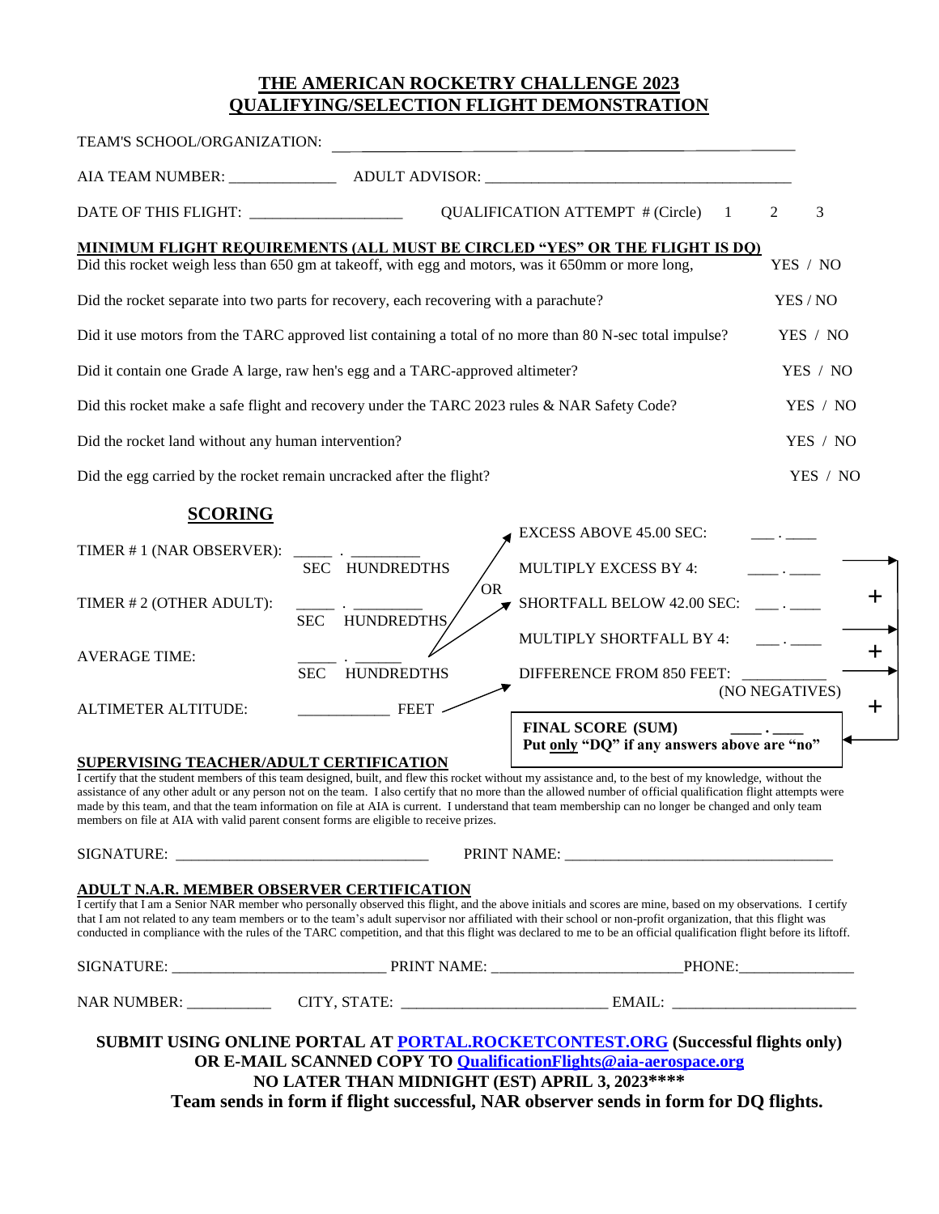# THE AMERICAN ROCKETRY CHALLENGE 2023
# QUALIFYING/SELECTION FLIGHT DEMONSTRATION

TEAM'S SCHOOL/ORGANIZATION: ______________________________________________

AIA TEAM NUMBER: _____________ ADULT ADVISOR: _______________________________________

DATE OF THIS FLIGHT: ___________________ QUALIFICATION ATTEMPT # (Circle) 1 2 3

**MINIMUM FLIGHT REQUIREMENTS (ALL MUST BE CIRCLED "YES" OR THE FLIGHT IS DQ)**

| Requirement | |
|---|---|
| Did this rocket weigh less than 650 gm at takeoff, with egg and motors, was it 650mm or more long, | YES / NO |
| Did the rocket separate into two parts for recovery, each recovering with a parachute? | YES / NO |
| Did it use motors from the TARC approved list containing a total of no more than 80 N-sec total impulse? | YES / NO |
| Did it contain one Grade A large, raw hen's egg and a TARC-approved altimeter? | YES / NO |
| Did this rocket make a safe flight and recovery under the TARC 2023 rules & NAR Safety Code? | YES / NO |
| Did the rocket land without any human intervention? | YES / NO |
| Did the egg carried by the rocket remain uncracked after the flight? | YES / NO |

## SCORING

TIMER # 1 (NAR OBSERVER): _____ . _________ SEC HUNDREDTHS

TIMER # 2 (OTHER ADULT): _____ . _________ SEC HUNDREDTHS

AVERAGE TIME: _____ . ______ SEC HUNDREDTHS

ALTIMETER ALTITUDE: ___________ FEET

EXCESS ABOVE 45.00 SEC: ___ . ____

MULTIPLY EXCESS BY 4: ____ . ____

OR

SHORTFALL BELOW 42.00 SEC: ___ . ____

MULTIPLY SHORTFALL BY 4: ___ . ____ +

DIFFERENCE FROM 850 FEET: __________ (NO NEGATIVES) +

**FINAL SCORE (SUM) ____ . ____**
**Put only "DQ" if any answers above are "no"**

**SUPERVISING TEACHER/ADULT CERTIFICATION**

I certify that the student members of this team designed, built, and flew this rocket without my assistance and, to the best of my knowledge, without the assistance of any other adult or any person not on the team. I also certify that no more than the allowed number of official qualification flight attempts were made by this team, and that the team information on file at AIA is current. I understand that team membership can no longer be changed and only team members on file at AIA with valid parent consent forms are eligible to receive prizes.

SIGNATURE: ________________________________ PRINT NAME: __________________________________

**ADULT N.A.R. MEMBER OBSERVER CERTIFICATION**

I certify that I am a Senior NAR member who personally observed this flight, and the above initials and scores are mine, based on my observations. I certify that I am not related to any team members or to the team's adult supervisor nor affiliated with their school or non-profit organization, that this flight was conducted in compliance with the rules of the TARC competition, and that this flight was declared to me to be an official qualification flight before its liftoff.

SIGNATURE: ___________________________ PRINT NAME: ________________________PHONE:______________

NAR NUMBER: __________ CITY, STATE: _________________________ EMAIL: _______________________

**SUBMIT USING ONLINE PORTAL AT [PORTAL.ROCKETCONTEST.ORG](https://portal.rocketcontest.org) (Successful flights only)**
**OR E-MAIL SCANNED COPY TO [QualificationFlights@aia-aerospace.org](mailto:QualificationFlights@aia-aerospace.org)**
**NO LATER THAN MIDNIGHT (EST) APRIL 3, 2023****\*\*\*\***
**Team sends in form if flight successful, NAR observer sends in form for DQ flights.**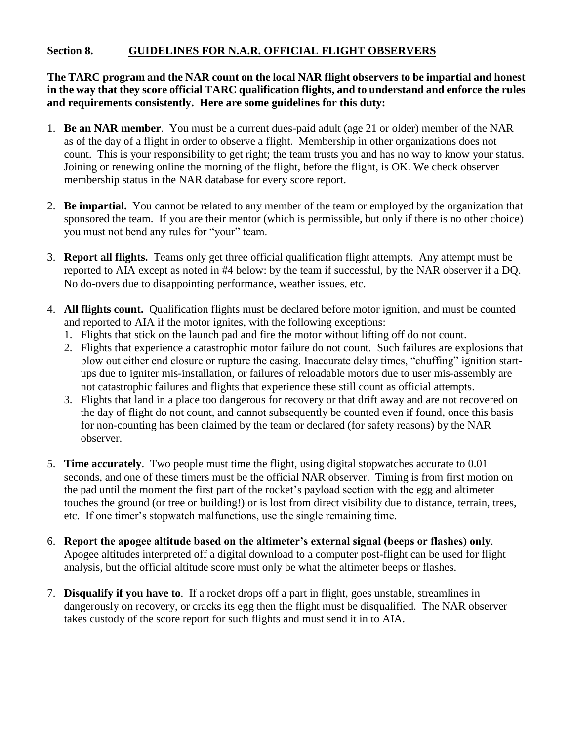## Section 8. GUIDELINES FOR N.A.R. OFFICIAL FLIGHT OBSERVERS

**The TARC program and the NAR count on the local NAR flight observers to be impartial and honest in the way that they score official TARC qualification flights, and to understand and enforce the rules and requirements consistently. Here are some guidelines for this duty:**

1. **Be an NAR member**. You must be a current dues-paid adult (age 21 or older) member of the NAR as of the day of a flight in order to observe a flight. Membership in other organizations does not count. This is your responsibility to get right; the team trusts you and has no way to know your status. Joining or renewing online the morning of the flight, before the flight, is OK. We check observer membership status in the NAR database for every score report.

2. **Be impartial.** You cannot be related to any member of the team or employed by the organization that sponsored the team. If you are their mentor (which is permissible, but only if there is no other choice) you must not bend any rules for "your" team.

3. **Report all flights.** Teams only get three official qualification flight attempts. Any attempt must be reported to AIA except as noted in #4 below: by the team if successful, by the NAR observer if a DQ. No do-overs due to disappointing performance, weather issues, etc.

4. **All flights count.** Qualification flights must be declared before motor ignition, and must be counted and reported to AIA if the motor ignites, with the following exceptions:
   1. Flights that stick on the launch pad and fire the motor without lifting off do not count.
   2. Flights that experience a catastrophic motor failure do not count. Such failures are explosions that blow out either end closure or rupture the casing. Inaccurate delay times, "chuffing" ignition start-ups due to igniter mis-installation, or failures of reloadable motors due to user mis-assembly are not catastrophic failures and flights that experience these still count as official attempts.
   3. Flights that land in a place too dangerous for recovery or that drift away and are not recovered on the day of flight do not count, and cannot subsequently be counted even if found, once this basis for non-counting has been claimed by the team or declared (for safety reasons) by the NAR observer.

5. **Time accurately**. Two people must time the flight, using digital stopwatches accurate to 0.01 seconds, and one of these timers must be the official NAR observer. Timing is from first motion on the pad until the moment the first part of the rocket's payload section with the egg and altimeter touches the ground (or tree or building!) or is lost from direct visibility due to distance, terrain, trees, etc. If one timer's stopwatch malfunctions, use the single remaining time.

6. **Report the apogee altitude based on the altimeter's external signal (beeps or flashes) only**. Apogee altitudes interpreted off a digital download to a computer post-flight can be used for flight analysis, but the official altitude score must only be what the altimeter beeps or flashes.

7. **Disqualify if you have to**. If a rocket drops off a part in flight, goes unstable, streamlines in dangerously on recovery, or cracks its egg then the flight must be disqualified. The NAR observer takes custody of the score report for such flights and must send it in to AIA.